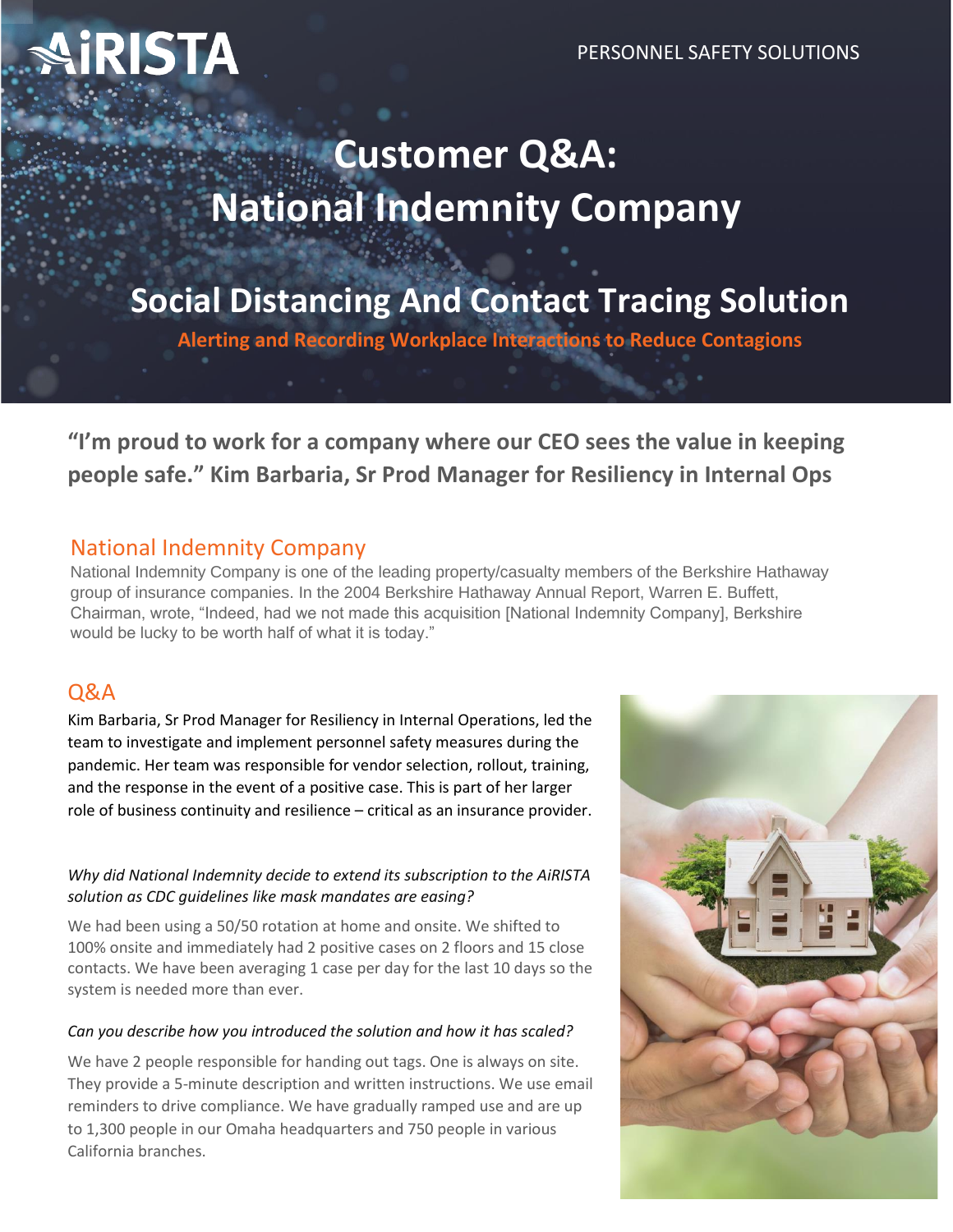AiRISTA

PERSONNEL SAFETY SOLUTIONS

# Customer Q&A: National Indemnity Company

## Social Distancing And Contact Tracing Solution

**Alerting and Recording Workplace Interactions to Reduce Contagions**

**"I'm proud to work for a company where our CEO sees the value in keeping people safe." Kim Barbaria, Sr Prod Manager for Resiliency in Internal Ops**

## National Indemnity Company

National Indemnity Company is one of the leading property/casualty members of the Berkshire Hathaway group of insurance companies. In the 2004 Berkshire Hathaway Annual Report, Warren E. Buffett, Chairman, wrote, "Indeed, had we not made this acquisition [National Indemnity Company], Berkshire would be lucky to be worth half of what it is today."

## Q&A

Kim Barbaria, Sr Prod Manager for Resiliency in Internal Operations, led the team to investigate and implement personnel safety measures during the pandemic. Her team was responsible for vendor selection, rollout, training, and the response in the event of a positive case. This is part of her larger role of business continuity and resilience – critical as an insurance provider.

*Why did National Indemnity decide to extend its subscription to the AiRISTA solution as CDC guidelines like mask mandates are easing?*

We had been using a 50/50 rotation at home and onsite. We shifted to 100% onsite and immediately had 2 positive cases on 2 floors and 15 close contacts. We have been averaging 1 case per day for the last 10 days so the system is needed more than ever.

*Can you describe how you introduced the solution and how it has scaled?*

We have 2 people responsible for handing out tags. One is always on site. They provide a 5-minute description and written instructions. We use email reminders to drive compliance. We have gradually ramped use and are up to 1,300 people in our Omaha headquarters and 750 people in various California branches.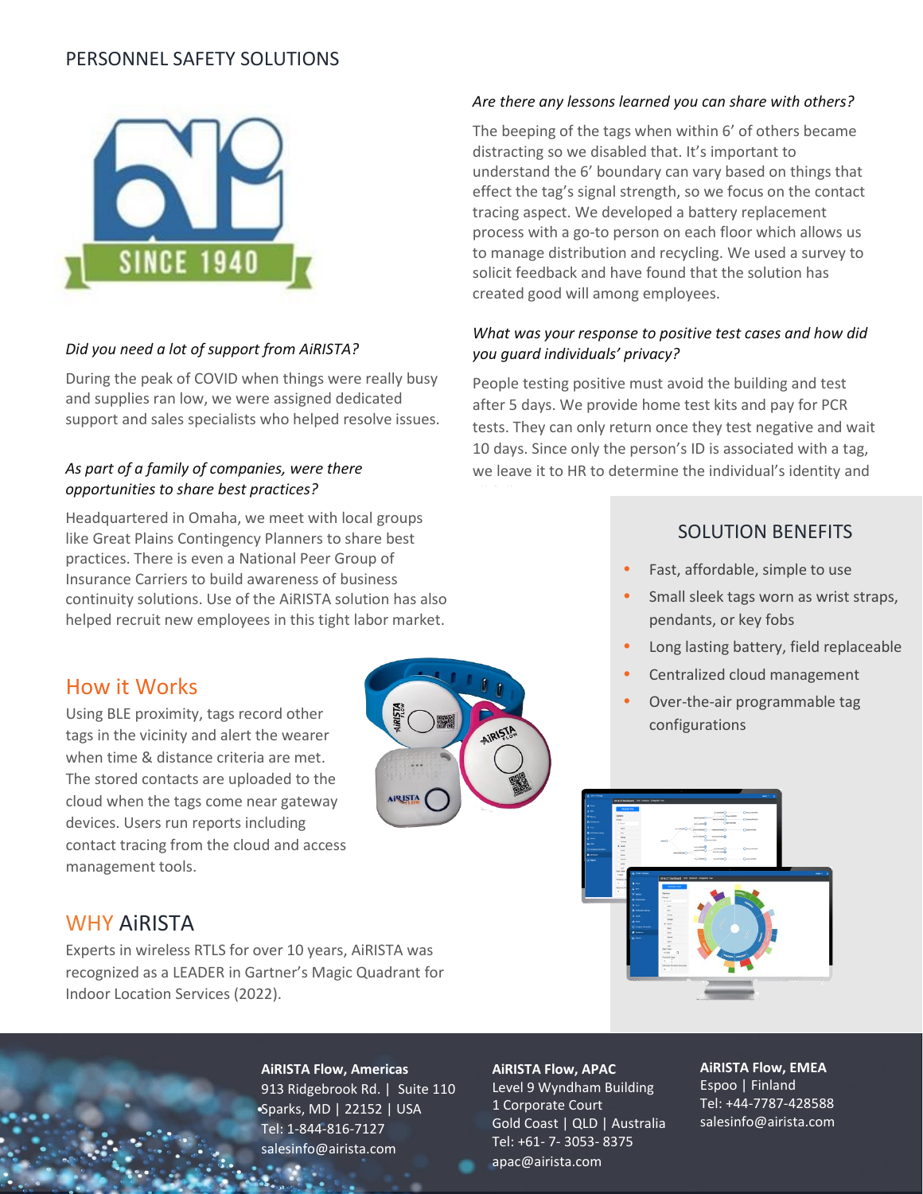PERSONNEL SAFETY SOLUTIONS

SINCE 1940

*Did you need a lot of support from AiRISTA?*

During the peak of COVID when things were really busy and supplies ran low, we were assigned dedicated support and sales specialists who helped resolve issues.

*As part of a family of companies, were there opportunities to share best practices?*

Headquartered in Omaha, we meet with local groups like Great Plains Contingency Planners to share best practices. There is even a National Peer Group of Insurance Carriers to build awareness of business continuity solutions. Use of the AiRISTA solution has also helped recruit new employees in this tight labor market.

*Are there any lessons learned you can share with others?*

The beeping of the tags when within 6' of others became distracting so we disabled that. It's important to understand the 6' boundary can vary based on things that effect the tag's signal strength, so we focus on the contact tracing aspect. We developed a battery replacement process with a go-to person on each floor which allows us to manage distribution and recycling. We used a survey to solicit feedback and have found that the solution has created good will among employees.

*What was your response to positive test cases and how did you guard individuals' privacy?*

People testing positive must avoid the building and test after 5 days. We provide home test kits and pay for PCR tests. They can only return once they test negative and wait 10 days. Since only the person's ID is associated with a tag, we leave it to HR to determine the individual's identity and

## How it Works

Using BLE proximity, tags record other tags in the vicinity and alert the wearer when time & distance criteria are met. The stored contacts are uploaded to the cloud when the tags come near gateway devices. Users run reports including contact tracing from the cloud and access management tools.

## SOLUTION BENEFITS

- Fast, affordable, simple to use
- Small sleek tags worn as wrist straps, pendants, or key fobs
- Long lasting battery, field replaceable
- Centralized cloud management
- Over-the-air programmable tag configurations

## WHY AiRISTA

Experts in wireless RTLS for over 10 years, AiRISTA was recognized as a LEADER in Gartner's Magic Quadrant for Indoor Location Services (2022).

**AiRISTA Flow, Americas**
913 Ridgebrook Rd. | Suite 110
Sparks, MD | 22152 | USA
Tel: 1-844-816-7127
salesinfo@airista.com

**AiRISTA Flow, APAC**
Level 9 Wyndham Building
1 Corporate Court
Gold Coast | QLD | Australia
Tel: +61- 7- 3053- 8375
apac@airista.com

**AiRISTA Flow, EMEA**
Espoo | Finland
Tel: +44-7787-428588
salesinfo@airista.com